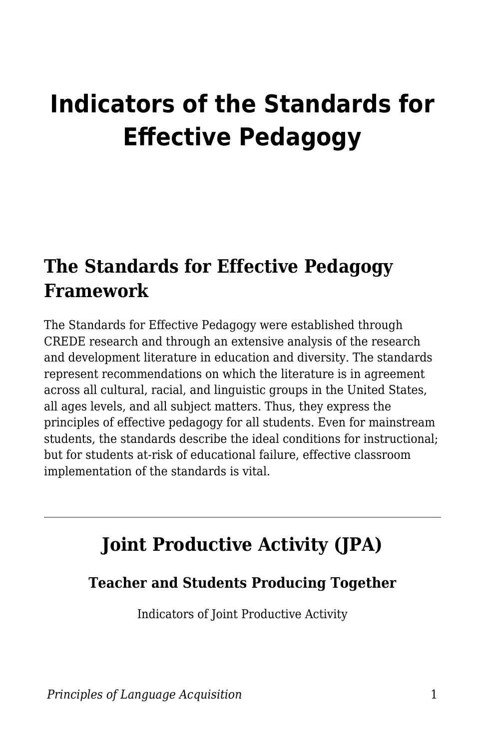# Indicators of the Standards for Effective Pedagogy

## The Standards for Effective Pedagogy Framework

The Standards for Effective Pedagogy were established through CREDE research and through an extensive analysis of the research and development literature in education and diversity. The standards represent recommendations on which the literature is in agreement across all cultural, racial, and linguistic groups in the United States, all ages levels, and all subject matters. Thus, they express the principles of effective pedagogy for all students. Even for mainstream students, the standards describe the ideal conditions for instructional; but for students at-risk of educational failure, effective classroom implementation of the standards is vital.

---

## Joint Productive Activity (JPA)

### Teacher and Students Producing Together

Indicators of Joint Productive Activity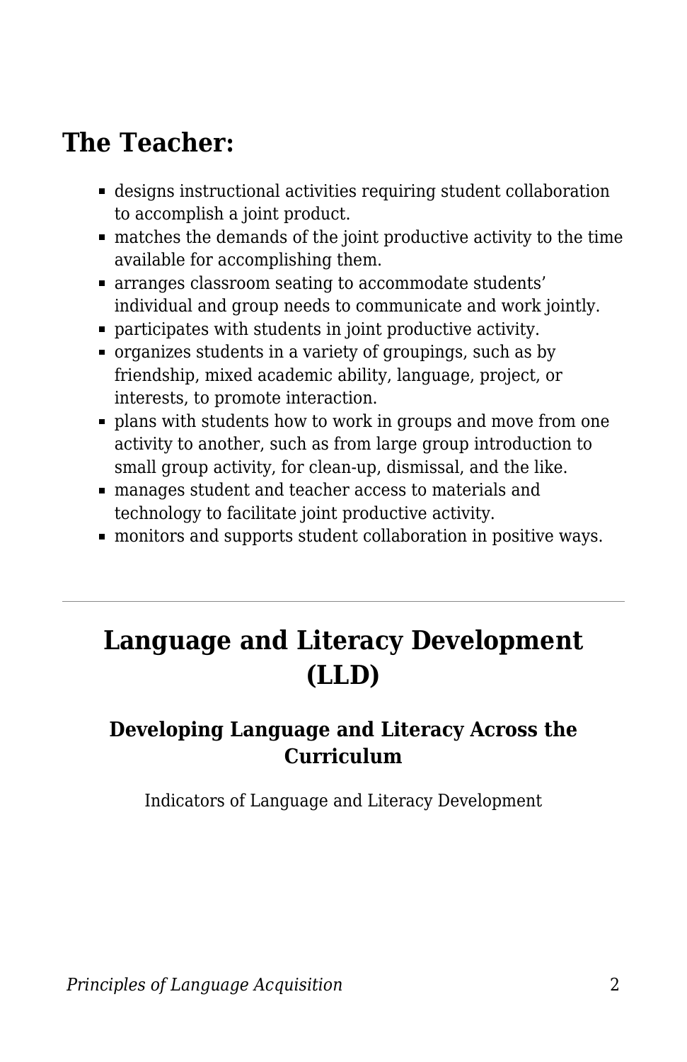## The Teacher:

- designs instructional activities requiring student collaboration to accomplish a joint product.
- matches the demands of the joint productive activity to the time available for accomplishing them.
- arranges classroom seating to accommodate students' individual and group needs to communicate and work jointly.
- participates with students in joint productive activity.
- organizes students in a variety of groupings, such as by friendship, mixed academic ability, language, project, or interests, to promote interaction.
- plans with students how to work in groups and move from one activity to another, such as from large group introduction to small group activity, for clean-up, dismissal, and the like.
- manages student and teacher access to materials and technology to facilitate joint productive activity.
- monitors and supports student collaboration in positive ways.

---

# Language and Literacy Development (LLD)

### Developing Language and Literacy Across the Curriculum

Indicators of Language and Literacy Development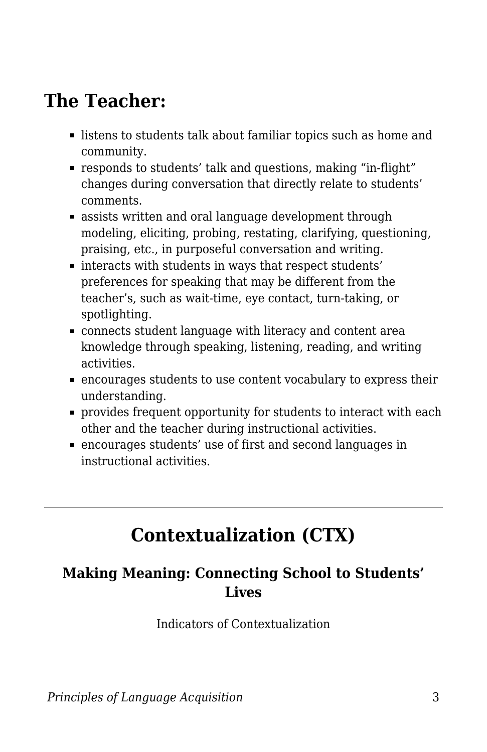## The Teacher:

- listens to students talk about familiar topics such as home and community.
- responds to students’ talk and questions, making “in-flight” changes during conversation that directly relate to students’ comments.
- assists written and oral language development through modeling, eliciting, probing, restating, clarifying, questioning, praising, etc., in purposeful conversation and writing.
- interacts with students in ways that respect students’ preferences for speaking that may be different from the teacher’s, such as wait-time, eye contact, turn-taking, or spotlighting.
- connects student language with literacy and content area knowledge through speaking, listening, reading, and writing activities.
- encourages students to use content vocabulary to express their understanding.
- provides frequent opportunity for students to interact with each other and the teacher during instructional activities.
- encourages students’ use of first and second languages in instructional activities.

---

## Contextualization (CTX)

### Making Meaning: Connecting School to Students’ Lives

Indicators of Contextualization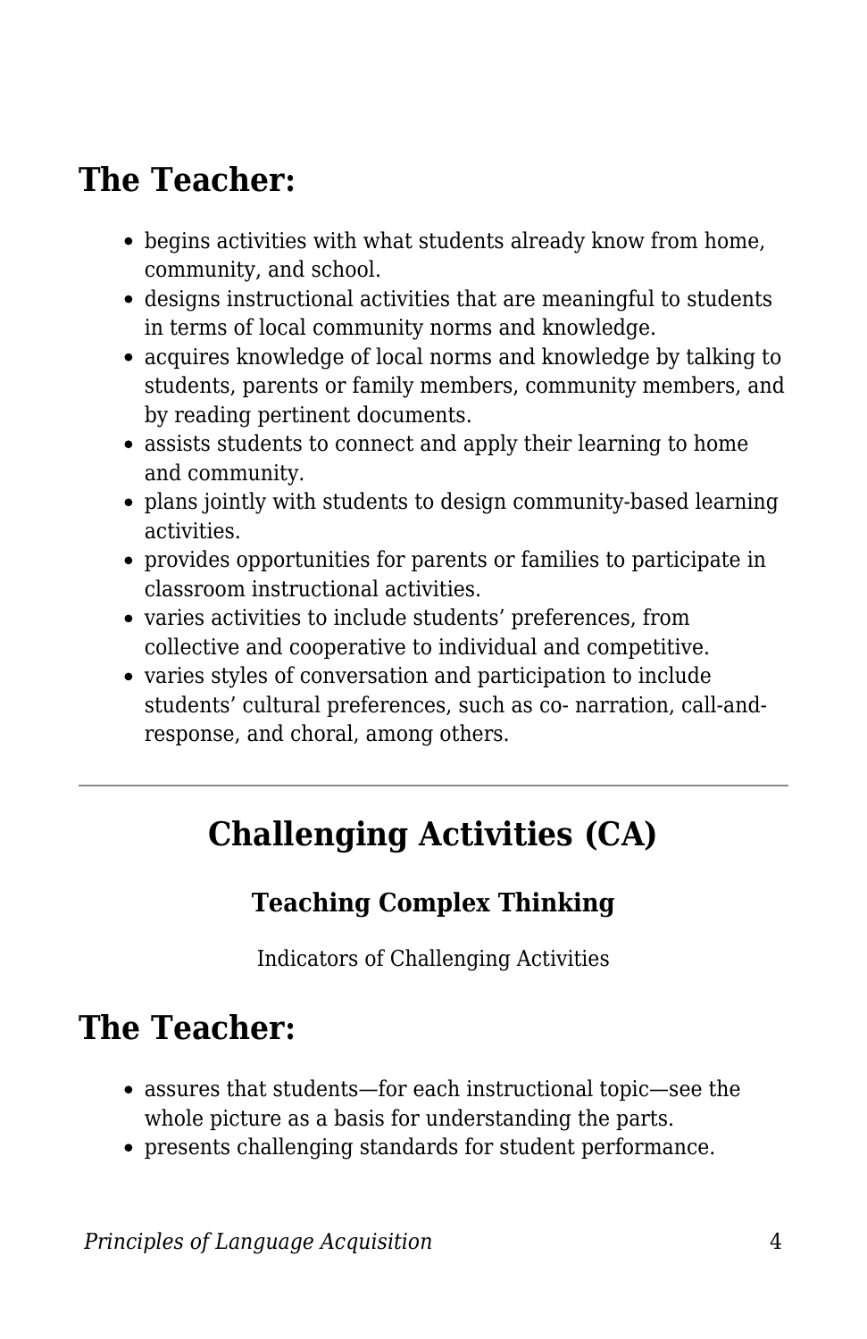## The Teacher:

- begins activities with what students already know from home, community, and school.
- designs instructional activities that are meaningful to students in terms of local community norms and knowledge.
- acquires knowledge of local norms and knowledge by talking to students, parents or family members, community members, and by reading pertinent documents.
- assists students to connect and apply their learning to home and community.
- plans jointly with students to design community-based learning activities.
- provides opportunities for parents or families to participate in classroom instructional activities.
- varies activities to include students' preferences, from collective and cooperative to individual and competitive.
- varies styles of conversation and participation to include students' cultural preferences, such as co- narration, call-and-response, and choral, among others.

---

# Challenging Activities (CA)

### Teaching Complex Thinking

Indicators of Challenging Activities

## The Teacher:

- assures that students—for each instructional topic—see the whole picture as a basis for understanding the parts.
- presents challenging standards for student performance.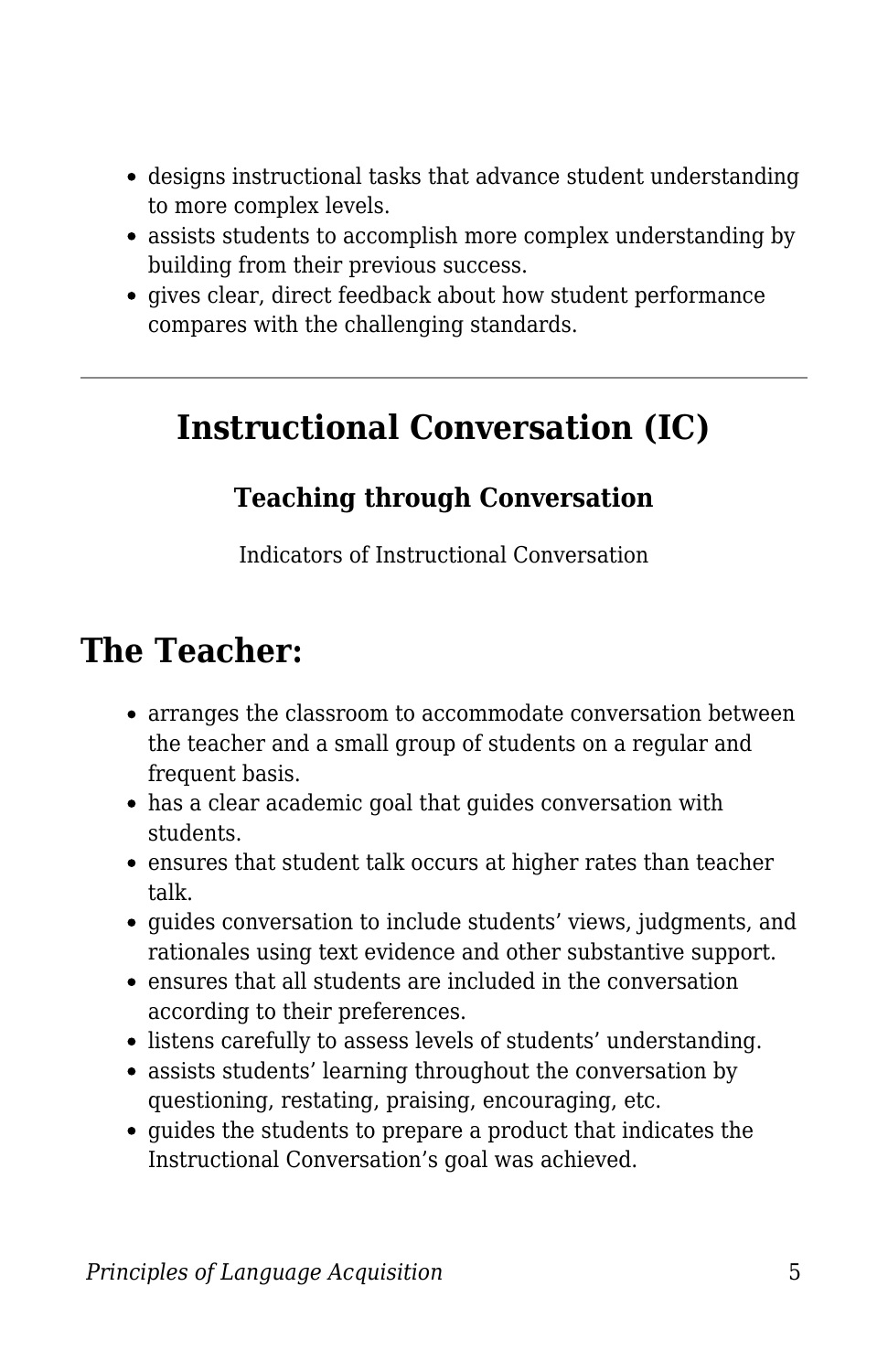- designs instructional tasks that advance student understanding to more complex levels.
- assists students to accomplish more complex understanding by building from their previous success.
- gives clear, direct feedback about how student performance compares with the challenging standards.

---

## Instructional Conversation (IC)

### Teaching through Conversation

Indicators of Instructional Conversation

## The Teacher:

- arranges the classroom to accommodate conversation between the teacher and a small group of students on a regular and frequent basis.
- has a clear academic goal that guides conversation with students.
- ensures that student talk occurs at higher rates than teacher talk.
- guides conversation to include students' views, judgments, and rationales using text evidence and other substantive support.
- ensures that all students are included in the conversation according to their preferences.
- listens carefully to assess levels of students' understanding.
- assists students' learning throughout the conversation by questioning, restating, praising, encouraging, etc.
- guides the students to prepare a product that indicates the Instructional Conversation's goal was achieved.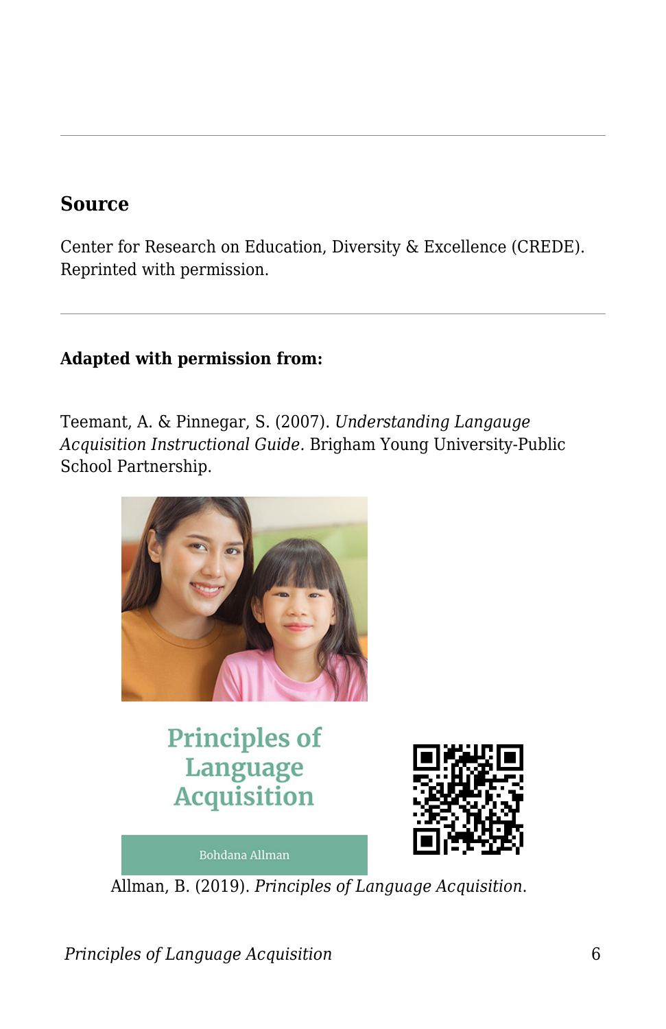---

## Source

Center for Research on Education, Diversity & Excellence (CREDE). Reprinted with permission.

---

**Adapted with permission from:**

Teemant, A. & Pinnegar, S. (2007). *Understanding Langauge Acquisition Instructional Guide.* Brigham Young University-Public School Partnership.

Allman, B. (2019). *Principles of Language Acquisition*.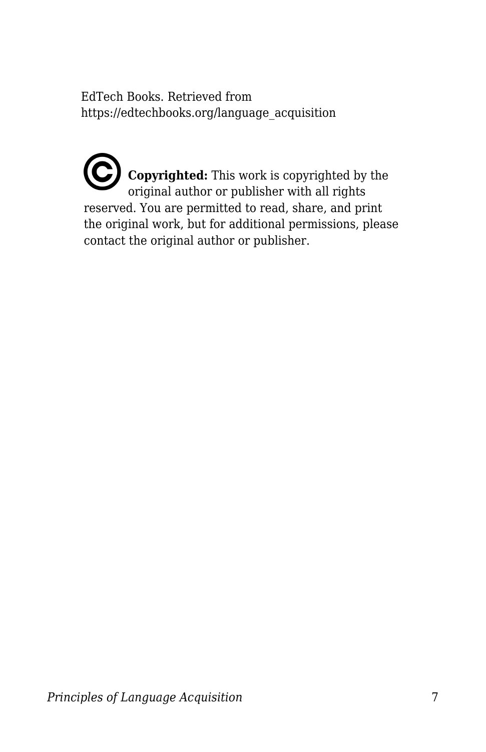EdTech Books. Retrieved from https://edtechbooks.org/language_acquisition

**Copyrighted:** This work is copyrighted by the original author or publisher with all rights reserved. You are permitted to read, share, and print the original work, but for additional permissions, please contact the original author or publisher.